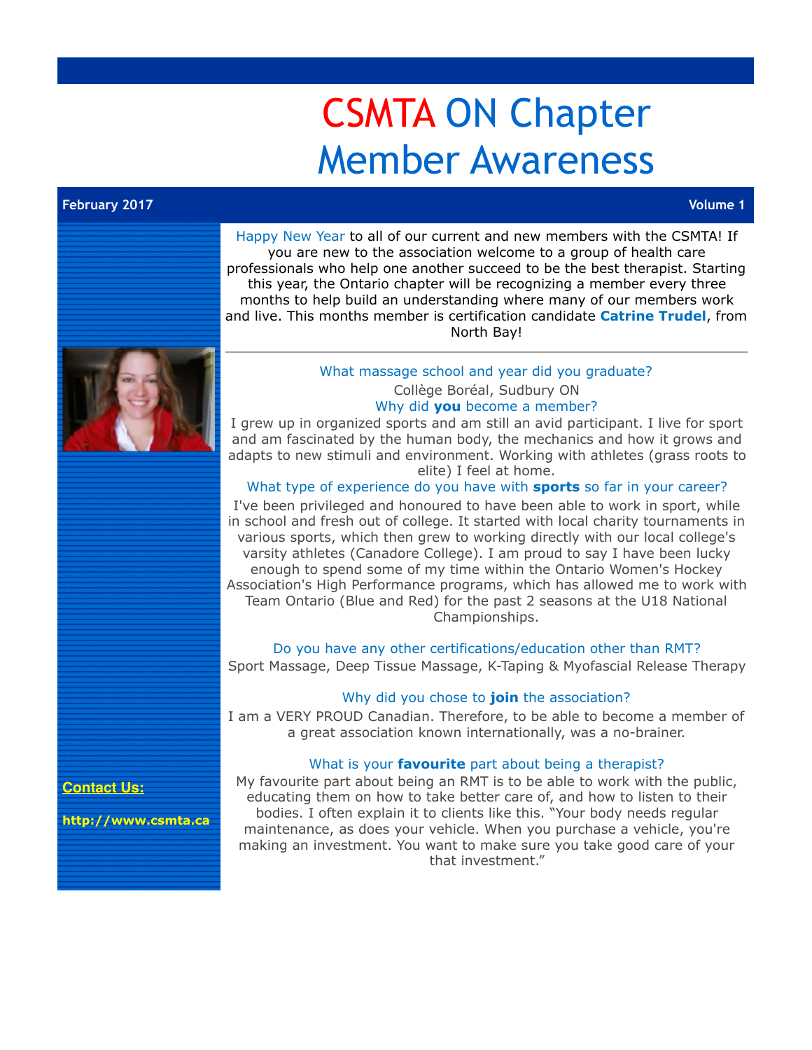# CSMTA ON Chapter Member Awareness

**February 2017** | **Volume 1**

Happy New Year to all of our current and new members with the CSMTA! If you are new to the association welcome to a group of health care professionals who help one another succeed to be the best therapist. Starting this year, the Ontario chapter will be recognizing a member every three months to help build an understanding where many of our members work and live. This months member is certification candidate **Catrine Trudel**, from North Bay!

---

What massage school and year did you graduate?

Collège Boréal, Sudbury ON

Why did **you** become a member?

I grew up in organized sports and am still an avid participant. I live for sport and am fascinated by the human body, the mechanics and how it grows and adapts to new stimuli and environment. Working with athletes (grass roots to elite) I feel at home.

What type of experience do you have with **sports** so far in your career?

I've been privileged and honoured to have been able to work in sport, while in school and fresh out of college. It started with local charity tournaments in various sports, which then grew to working directly with our local college's varsity athletes (Canadore College). I am proud to say I have been lucky enough to spend some of my time within the Ontario Women's Hockey Association's High Performance programs, which has allowed me to work with Team Ontario (Blue and Red) for the past 2 seasons at the U18 National Championships.

Do you have any other certifications/education other than RMT?

Sport Massage, Deep Tissue Massage, K-Taping & Myofascial Release Therapy

Why did you chose to **join** the association?

I am a VERY PROUD Canadian. Therefore, to be able to become a member of a great association known internationally, was a no-brainer.

What is your **favourite** part about being a therapist?

My favourite part about being an RMT is to be able to work with the public, educating them on how to take better care of, and how to listen to their bodies. I often explain it to clients like this. "Your body needs regular maintenance, as does your vehicle. When you purchase a vehicle, you're making an investment. You want to make sure you take good care of your that investment."

**Contact Us:**

**http://www.csmta.ca**